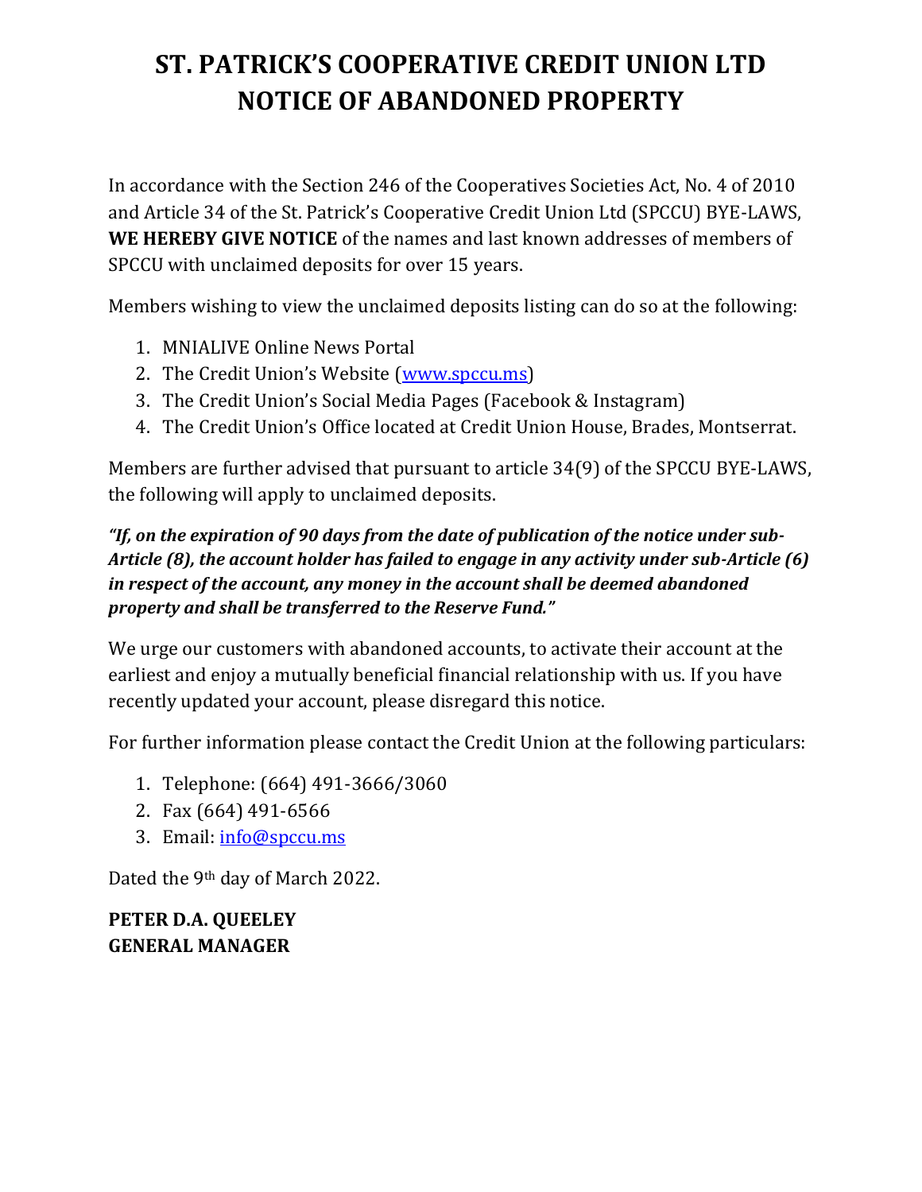# ST. PATRICK'S COOPERATIVE CREDIT UNION LTD NOTICE OF ABANDONED PROPERTY

In accordance with the Section 246 of the Cooperatives Societies Act, No. 4 of 2010 and Article 34 of the St. Patrick's Cooperative Credit Union Ltd (SPCCU) BYE-LAWS, **WE HEREBY GIVE NOTICE** of the names and last known addresses of members of SPCCU with unclaimed deposits for over 15 years.

Members wishing to view the unclaimed deposits listing can do so at the following:

1. MNIALIVE Online News Portal
2. The Credit Union's Website (www.spccu.ms)
3. The Credit Union's Social Media Pages (Facebook & Instagram)
4. The Credit Union's Office located at Credit Union House, Brades, Montserrat.

Members are further advised that pursuant to article 34(9) of the SPCCU BYE-LAWS, the following will apply to unclaimed deposits.

***"If, on the expiration of 90 days from the date of publication of the notice under sub-Article (8), the account holder has failed to engage in any activity under sub-Article (6) in respect of the account, any money in the account shall be deemed abandoned property and shall be transferred to the Reserve Fund."***

We urge our customers with abandoned accounts, to activate their account at the earliest and enjoy a mutually beneficial financial relationship with us. If you have recently updated your account, please disregard this notice.

For further information please contact the Credit Union at the following particulars:

1. Telephone: (664) 491-3666/3060
2. Fax (664) 491-6566
3. Email: info@spccu.ms

Dated the 9th day of March 2022.

**PETER D.A. QUEELEY**
**GENERAL MANAGER**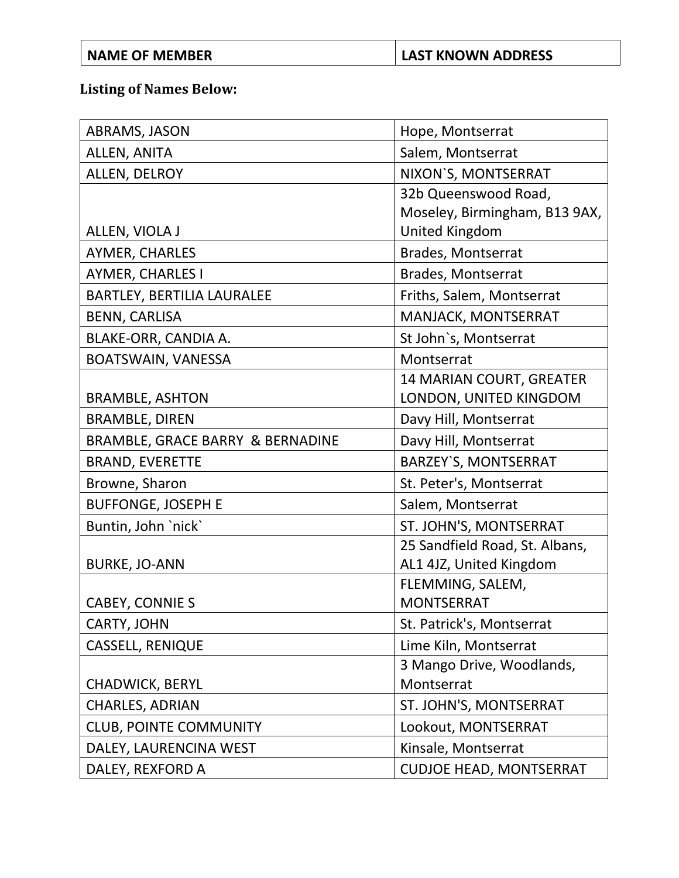| NAME OF MEMBER | LAST KNOWN ADDRESS |
| --- | --- |

**Listing of Names Below:**

| | |
| --- | --- |
| ABRAMS, JASON | Hope, Montserrat |
| ALLEN, ANITA | Salem, Montserrat |
| ALLEN, DELROY | NIXON`S, MONTSERRAT |
| ALLEN, VIOLA J | 32b Queenswood Road, Moseley, Birmingham, B13 9AX, United Kingdom |
| AYMER, CHARLES | Brades, Montserrat |
| AYMER, CHARLES I | Brades, Montserrat |
| BARTLEY, BERTILIA LAURALEE | Friths, Salem, Montserrat |
| BENN, CARLISA | MANJACK, MONTSERRAT |
| BLAKE-ORR, CANDIA A. | St John`s, Montserrat |
| BOATSWAIN, VANESSA | Montserrat |
| BRAMBLE, ASHTON | 14 MARIAN COURT, GREATER LONDON, UNITED KINGDOM |
| BRAMBLE, DIREN | Davy Hill, Montserrat |
| BRAMBLE, GRACE BARRY & BERNADINE | Davy Hill, Montserrat |
| BRAND, EVERETTE | BARZEY`S, MONTSERRAT |
| Browne, Sharon | St. Peter's, Montserrat |
| BUFFONGE, JOSEPH E | Salem, Montserrat |
| Buntin, John `nick` | ST. JOHN'S, MONTSERRAT |
| BURKE, JO-ANN | 25 Sandfield Road, St. Albans, AL1 4JZ, United Kingdom |
| CABEY, CONNIE S | FLEMMING, SALEM, MONTSERRAT |
| CARTY, JOHN | St. Patrick's, Montserrat |
| CASSELL, RENIQUE | Lime Kiln, Montserrat |
| CHADWICK, BERYL | 3 Mango Drive, Woodlands, Montserrat |
| CHARLES, ADRIAN | ST. JOHN'S, MONTSERRAT |
| CLUB, POINTE COMMUNITY | Lookout, MONTSERRAT |
| DALEY, LAURENCINA WEST | Kinsale, Montserrat |
| DALEY, REXFORD A | CUDJOE HEAD, MONTSERRAT |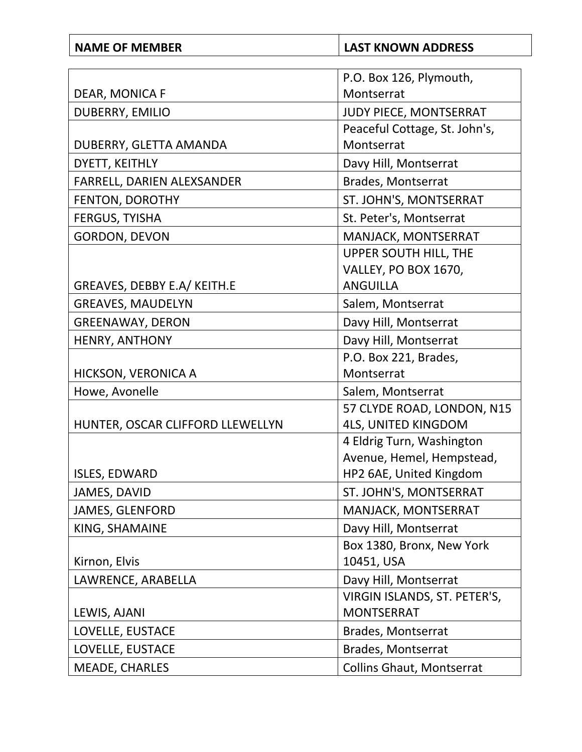| NAME OF MEMBER | LAST KNOWN ADDRESS |
| --- | --- |
| DEAR, MONICA F | P.O. Box 126, Plymouth, Montserrat |
| DUBERRY, EMILIO | JUDY PIECE, MONTSERRAT |
| DUBERRY, GLETTA AMANDA | Peaceful Cottage, St. John's, Montserrat |
| DYETT, KEITHLY | Davy Hill, Montserrat |
| FARRELL, DARIEN ALEXSANDER | Brades, Montserrat |
| FENTON, DOROTHY | ST. JOHN'S, MONTSERRAT |
| FERGUS, TYISHA | St. Peter's, Montserrat |
| GORDON, DEVON | MANJACK, MONTSERRAT |
| GREAVES, DEBBY E.A/ KEITH.E | UPPER SOUTH HILL, THE VALLEY, PO BOX 1670, ANGUILLA |
| GREAVES, MAUDELYN | Salem, Montserrat |
| GREENAWAY, DERON | Davy Hill, Montserrat |
| HENRY, ANTHONY | Davy Hill, Montserrat |
| HICKSON, VERONICA A | P.O. Box 221, Brades, Montserrat |
| Howe, Avonelle | Salem, Montserrat |
| HUNTER, OSCAR CLIFFORD LLEWELLYN | 57 CLYDE ROAD, LONDON, N15 4LS, UNITED KINGDOM |
| ISLES, EDWARD | 4 Eldrig Turn, Washington Avenue, Hemel, Hempstead, HP2 6AE, United Kingdom |
| JAMES, DAVID | ST. JOHN'S, MONTSERRAT |
| JAMES, GLENFORD | MANJACK, MONTSERRAT |
| KING, SHAMAINE | Davy Hill, Montserrat |
| Kirnon, Elvis | Box 1380, Bronx, New York 10451, USA |
| LAWRENCE, ARABELLA | Davy Hill, Montserrat |
| LEWIS, AJANI | VIRGIN ISLANDS, ST. PETER'S, MONTSERRAT |
| LOVELLE, EUSTACE | Brades, Montserrat |
| LOVELLE, EUSTACE | Brades, Montserrat |
| MEADE, CHARLES | Collins Ghaut, Montserrat |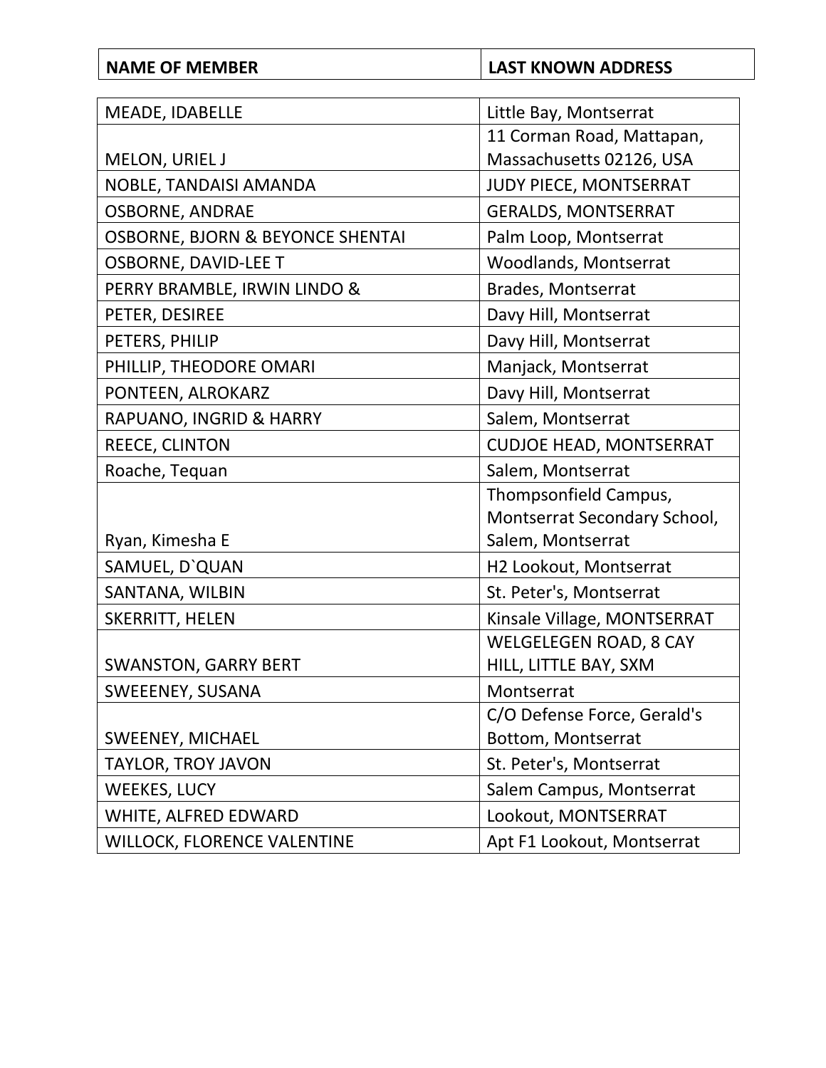| NAME OF MEMBER | LAST KNOWN ADDRESS |
|---|---|
| MEADE, IDABELLE | Little Bay, Montserrat |
| MELON, URIEL J | 11 Corman Road, Mattapan, Massachusetts 02126, USA |
| NOBLE, TANDAISI AMANDA | JUDY PIECE, MONTSERRAT |
| OSBORNE, ANDRAE | GERALDS, MONTSERRAT |
| OSBORNE, BJORN & BEYONCE SHENTAI | Palm Loop, Montserrat |
| OSBORNE, DAVID-LEE T | Woodlands, Montserrat |
| PERRY BRAMBLE, IRWIN LINDO & | Brades, Montserrat |
| PETER, DESIREE | Davy Hill, Montserrat |
| PETERS, PHILIP | Davy Hill, Montserrat |
| PHILLIP, THEODORE OMARI | Manjack, Montserrat |
| PONTEEN, ALROKARZ | Davy Hill, Montserrat |
| RAPUANO, INGRID & HARRY | Salem, Montserrat |
| REECE, CLINTON | CUDJOE HEAD, MONTSERRAT |
| Roache, Tequan | Salem, Montserrat |
| Ryan, Kimesha E | Thompsonfield Campus, Montserrat Secondary School, Salem, Montserrat |
| SAMUEL, D`QUAN | H2 Lookout, Montserrat |
| SANTANA, WILBIN | St. Peter's, Montserrat |
| SKERRITT, HELEN | Kinsale Village, MONTSERRAT |
| SWANSTON, GARRY BERT | WELGELEGEN ROAD, 8 CAY HILL, LITTLE BAY, SXM |
| SWEEENEY, SUSANA | Montserrat |
| SWEENEY, MICHAEL | C/O Defense Force, Gerald's Bottom, Montserrat |
| TAYLOR, TROY JAVON | St. Peter's, Montserrat |
| WEEKES, LUCY | Salem Campus, Montserrat |
| WHITE, ALFRED EDWARD | Lookout, MONTSERRAT |
| WILLOCK, FLORENCE VALENTINE | Apt F1 Lookout, Montserrat |